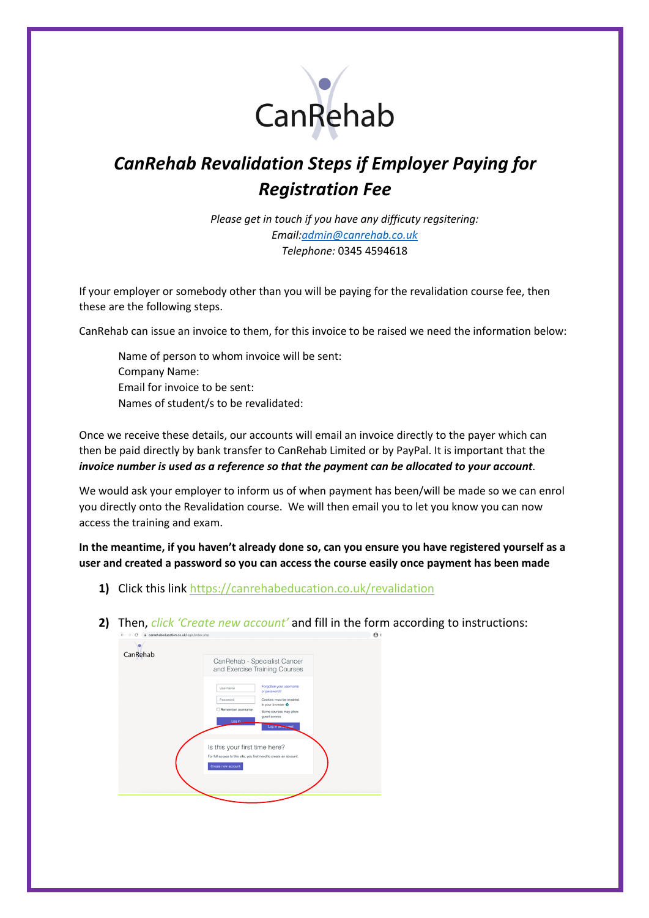CanRehab

# *CanRehab Revalidation Steps if Employer Paying for Registration Fee*

*Please get in touch if you have any difficulty regsitering:*
*Email:*[admin@canrehab.co.uk](mailto:admin@canrehab.co.uk)
*Telephone:* 0345 4594618

If your employer or somebody other than you will be paying for the revalidation course fee, then these are the following steps.

CanRehab can issue an invoice to them, for this invoice to be raised we need the information below:

Name of person to whom invoice will be sent:
Company Name:
Email for invoice to be sent:
Names of student/s to be revalidated:

Once we receive these details, our accounts will email an invoice directly to the payer which can then be paid directly by bank transfer to CanRehab Limited or by PayPal. It is important that the ***invoice number is used as a reference so that the payment can be allocated to your account***.

We would ask your employer to inform us of when payment has been/will be made so we can enrol you directly onto the Revalidation course. We will then email you to let you know you can now access the training and exam.

**In the meantime, if you haven't already done so, can you ensure you have registered yourself as a user and created a password so you can access the course easily once payment has been made**

1) Click this link https://canrehabeducation.co.uk/revalidation

2) Then, *click 'Create new account'* and fill in the form according to instructions: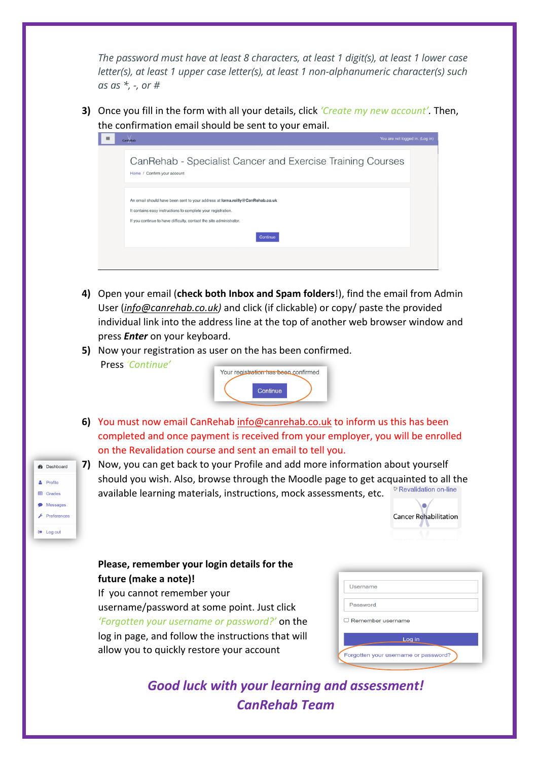*The password must have at least 8 characters, at least 1 digit(s), at least 1 lower case letter(s), at least 1 upper case letter(s), at least 1 non-alphanumeric character(s) such as as *, -, or #*

3) Once you fill in the form with all your details, click *'Create my new account'*. Then, the confirmation email should be sent to your email.

4) Open your email (**check both Inbox and Spam folders**!), find the email from Admin User (*info@canrehab.co.uk)* and click (if clickable) or copy/ paste the provided individual link into the address line at the top of another web browser window and press ***Enter*** on your keyboard.

5) Now your registration as user on the has been confirmed. Press *'Continue'*

6) You must now email CanRehab info@canrehab.co.uk to inform us this has been completed and once payment is received from your employer, you will be enrolled on the Revalidation course and sent an email to tell you.

7) Now, you can get back to your Profile and add more information about yourself should you wish. Also, browse through the Moodle page to get acquainted to all the available learning materials, instructions, mock assessments, etc.

**Please, remember your login details for the future (make a note)!**

If you cannot remember your username/password at some point. Just click *'Forgotten your username or password?'* on the log in page, and follow the instructions that will allow you to quickly restore your account

***Good luck with your learning and assessment!***

***CanRehab Team***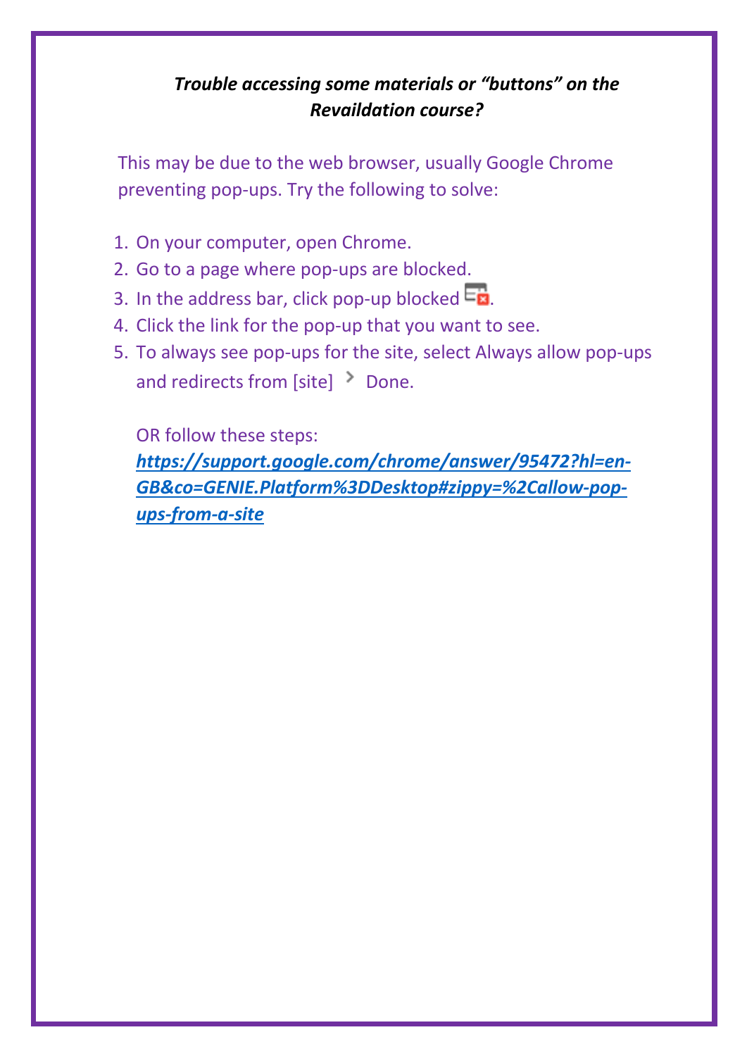***Trouble accessing some materials or "buttons" on the Revaildation course?***

This may be due to the web browser, usually Google Chrome preventing pop-ups. Try the following to solve:

1. On your computer, open Chrome.
2. Go to a page where pop-ups are blocked.
3. In the address bar, click pop-up blocked.
4. Click the link for the pop-up that you want to see.
5. To always see pop-ups for the site, select Always allow pop-ups and redirects from [site] > Done.

OR follow these steps:
***https://support.google.com/chrome/answer/95472?hl=en-GB&co=GENIE.Platform%3DDesktop#zippy=%2Callow-pop-ups-from-a-site***